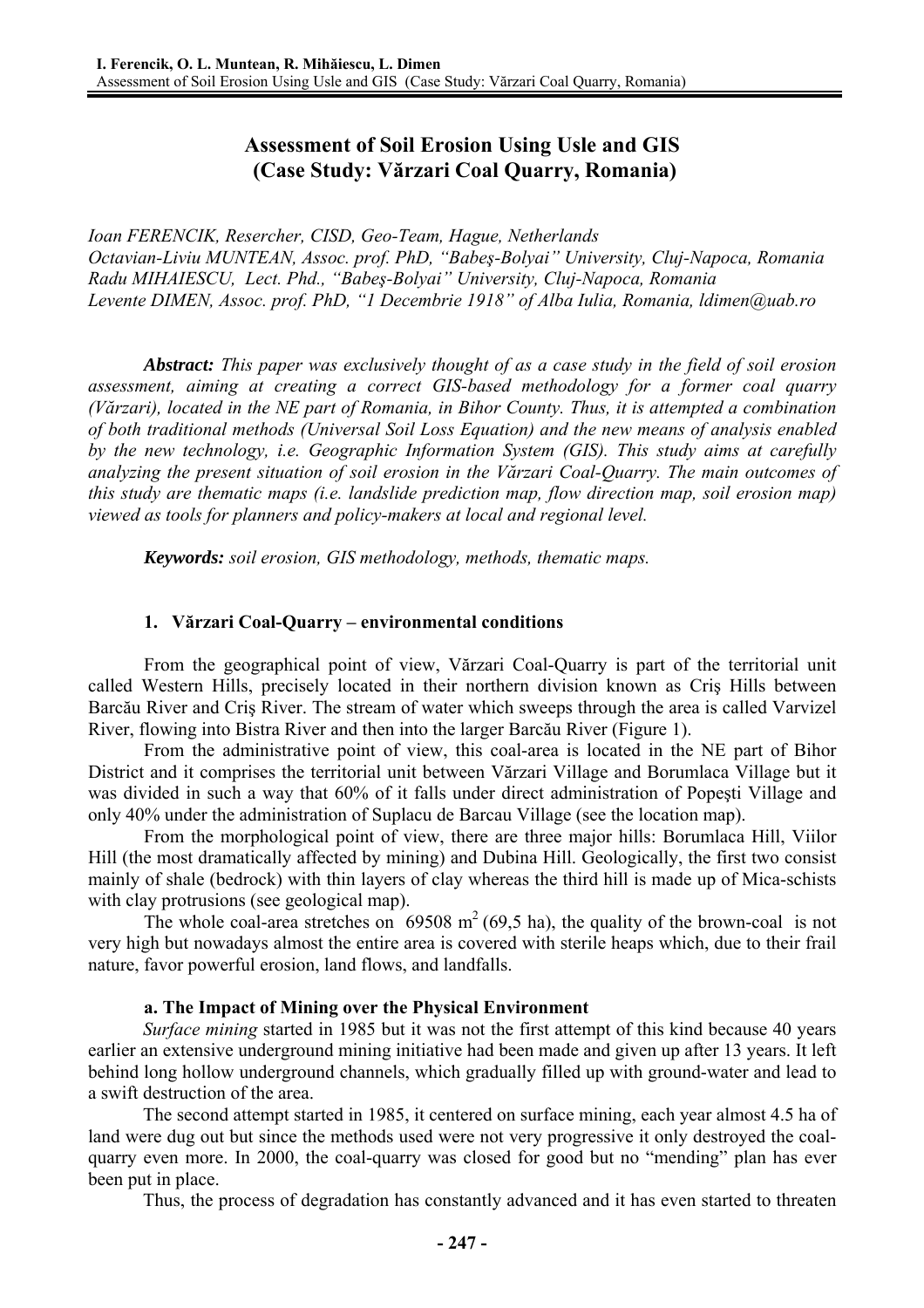# Assessment of Soil Erosion Using Usle and GIS (Case Study: Vărzari Coal Quarry, Romania)

*Ioan FERENCIK, Resercher, CISD, Geo-Team, Hague, Netherlands*
*Octavian-Liviu MUNTEAN, Assoc. prof. PhD, "Babeş-Bolyai" University, Cluj-Napoca, Romania*
*Radu MIHAIESCU, Lect. Phd., "Babeş-Bolyai" University, Cluj-Napoca, Romania*
*Levente DIMEN, Assoc. prof. PhD, "1 Decembrie 1918" of Alba Iulia, Romania, ldimen@uab.ro*

***Abstract:*** *This paper was exclusively thought of as a case study in the field of soil erosion assessment, aiming at creating a correct GIS-based methodology for a former coal quarry (Vărzari), located in the NE part of Romania, in Bihor County. Thus, it is attempted a combination of both traditional methods (Universal Soil Loss Equation) and the new means of analysis enabled by the new technology, i.e. Geographic Information System (GIS). This study aims at carefully analyzing the present situation of soil erosion in the Vărzari Coal-Quarry. The main outcomes of this study are thematic maps (i.e. landslide prediction map, flow direction map, soil erosion map) viewed as tools for planners and policy-makers at local and regional level.*

***Keywords:*** *soil erosion, GIS methodology, methods, thematic maps.*

## 1. Vărzari Coal-Quarry – environmental conditions

From the geographical point of view, Vărzari Coal-Quarry is part of the territorial unit called Western Hills, precisely located in their northern division known as Criş Hills between Barcău River and Criş River. The stream of water which sweeps through the area is called Varvizel River, flowing into Bistra River and then into the larger Barcău River (Figure 1).

From the administrative point of view, this coal-area is located in the NE part of Bihor District and it comprises the territorial unit between Vărzari Village and Borumlaca Village but it was divided in such a way that 60% of it falls under direct administration of Popeşti Village and only 40% under the administration of Suplacu de Barcau Village (see the location map).

From the morphological point of view, there are three major hills: Borumlaca Hill, Viilor Hill (the most dramatically affected by mining) and Dubina Hill. Geologically, the first two consist mainly of shale (bedrock) with thin layers of clay whereas the third hill is made up of Mica-schists with clay protrusions (see geological map).

The whole coal-area stretches on 69508 $m^2$ (69,5 ha), the quality of the brown-coal is not very high but nowadays almost the entire area is covered with sterile heaps which, due to their frail nature, favor powerful erosion, land flows, and landfalls.

### a. The Impact of Mining over the Physical Environment

*Surface mining* started in 1985 but it was not the first attempt of this kind because 40 years earlier an extensive underground mining initiative had been made and given up after 13 years. It left behind long hollow underground channels, which gradually filled up with ground-water and lead to a swift destruction of the area.

The second attempt started in 1985, it centered on surface mining, each year almost 4.5 ha of land were dug out but since the methods used were not very progressive it only destroyed the coal-quarry even more. In 2000, the coal-quarry was closed for good but no "mending" plan has ever been put in place.

Thus, the process of degradation has constantly advanced and it has even started to threaten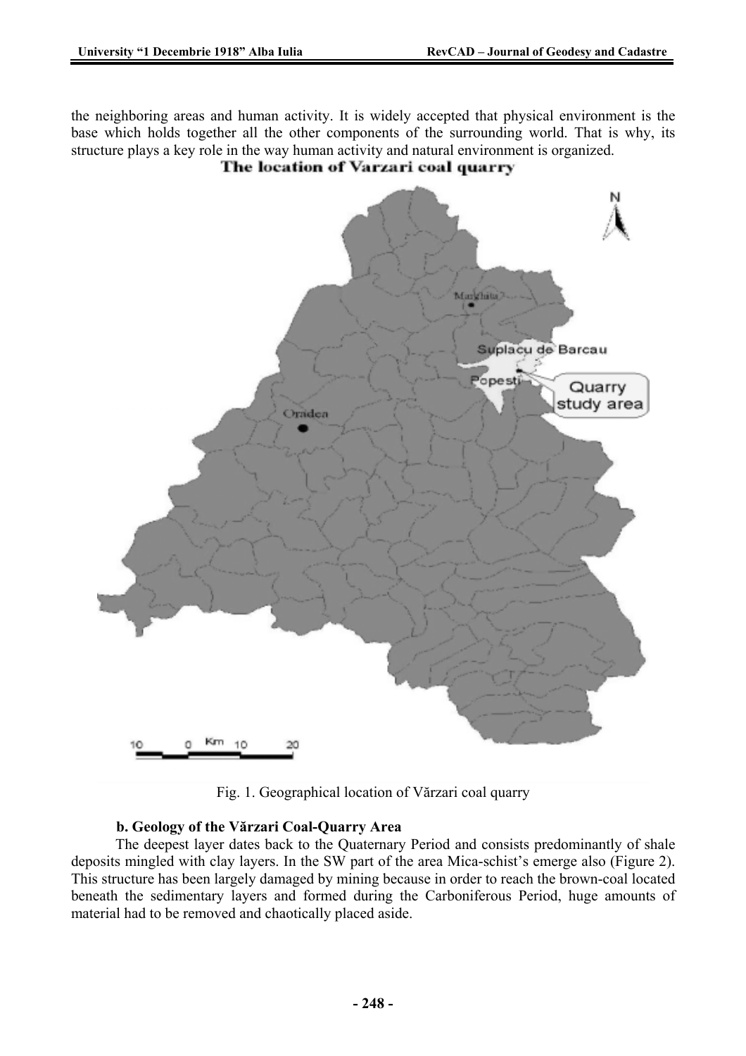the neighboring areas and human activity. It is widely accepted that physical environment is the base which holds together all the other components of the surrounding world. That is why, its structure plays a key role in the way human activity and natural environment is organized.

Fig. 1. Geographical location of Vărzari coal quarry

**b. Geology of the Vărzari Coal-Quarry Area**

The deepest layer dates back to the Quaternary Period and consists predominantly of shale deposits mingled with clay layers. In the SW part of the area Mica-schist's emerge also (Figure 2). This structure has been largely damaged by mining because in order to reach the brown-coal located beneath the sedimentary layers and formed during the Carboniferous Period, huge amounts of material had to be removed and chaotically placed aside.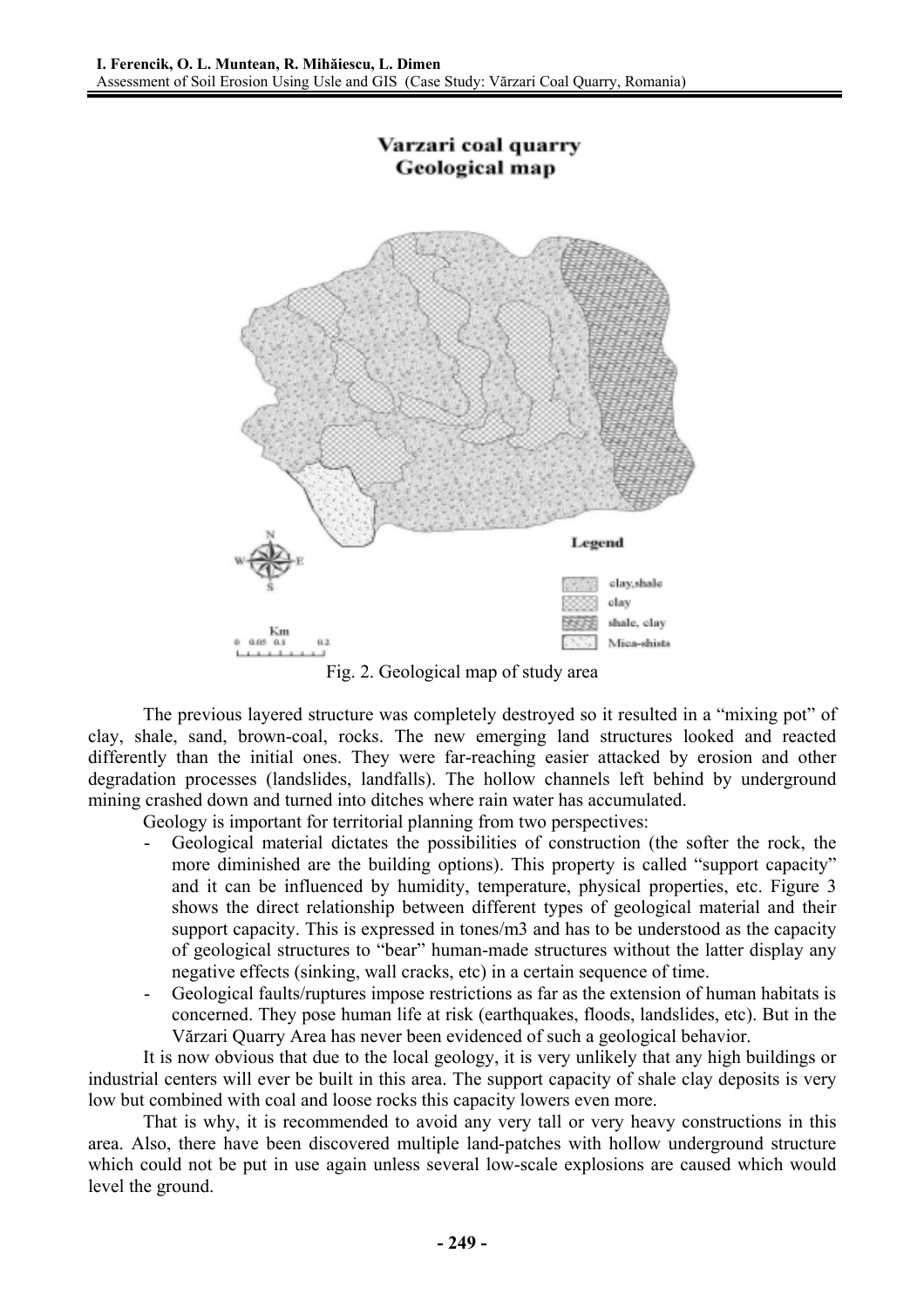Fig. 2. Geological map of study area

The previous layered structure was completely destroyed so it resulted in a "mixing pot" of clay, shale, sand, brown-coal, rocks. The new emerging land structures looked and reacted differently than the initial ones. They were far-reaching easier attacked by erosion and other degradation processes (landslides, landfalls). The hollow channels left behind by underground mining crashed down and turned into ditches where rain water has accumulated.

Geology is important for territorial planning from two perspectives:

- Geological material dictates the possibilities of construction (the softer the rock, the more diminished are the building options). This property is called "support capacity" and it can be influenced by humidity, temperature, physical properties, etc. Figure 3 shows the direct relationship between different types of geological material and their support capacity. This is expressed in tones/m3 and has to be understood as the capacity of geological structures to "bear" human-made structures without the latter display any negative effects (sinking, wall cracks, etc) in a certain sequence of time.
- Geological faults/ruptures impose restrictions as far as the extension of human habitats is concerned. They pose human life at risk (earthquakes, floods, landslides, etc). But in the Vărzari Quarry Area has never been evidenced of such a geological behavior.

It is now obvious that due to the local geology, it is very unlikely that any high buildings or industrial centers will ever be built in this area. The support capacity of shale clay deposits is very low but combined with coal and loose rocks this capacity lowers even more.

That is why, it is recommended to avoid any very tall or very heavy constructions in this area. Also, there have been discovered multiple land-patches with hollow underground structure which could not be put in use again unless several low-scale explosions are caused which would level the ground.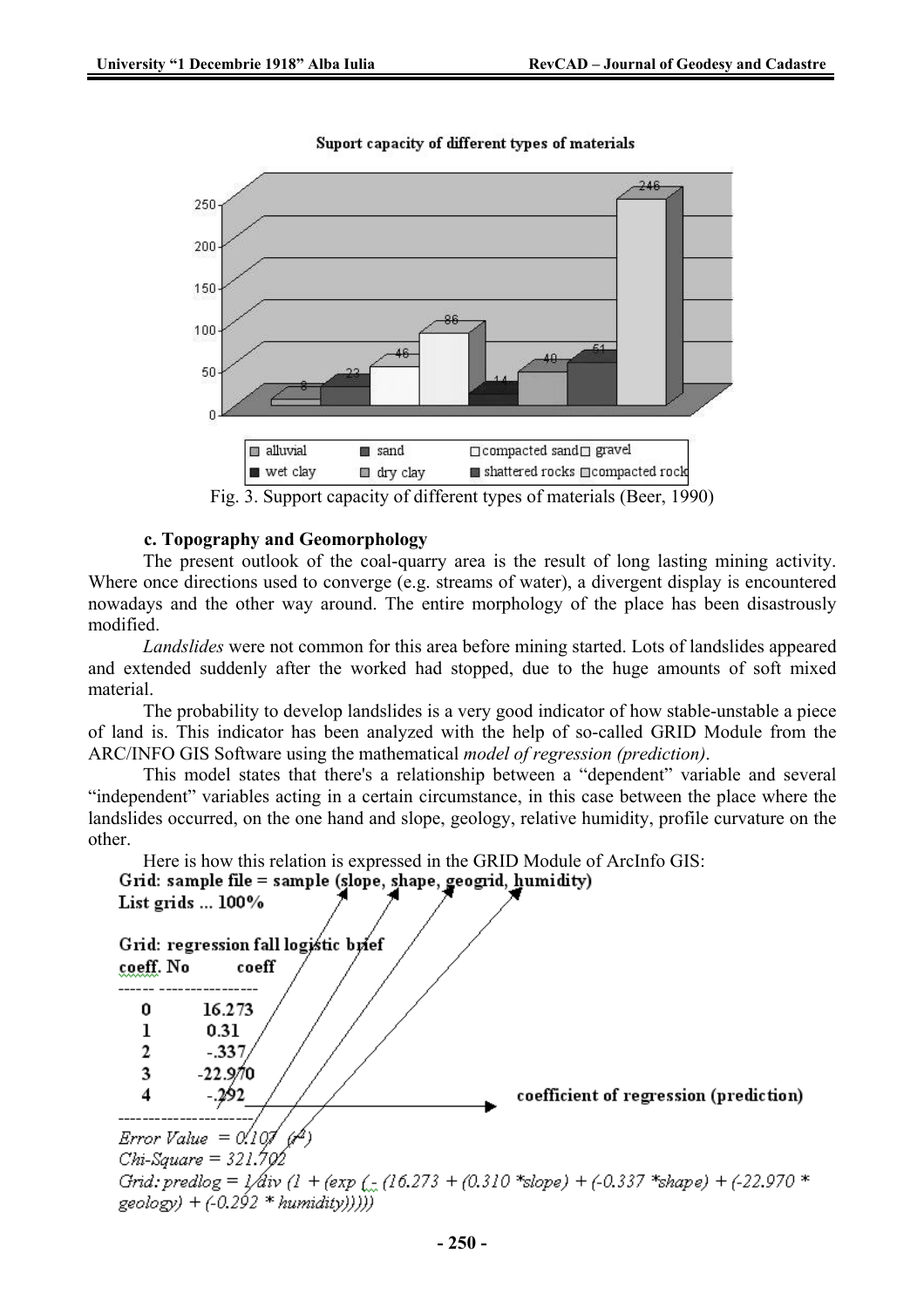Suport capacity of different types of materials

Fig. 3. Support capacity of different types of materials (Beer, 1990)

**c. Topography and Geomorphology**

The present outlook of the coal-quarry area is the result of long lasting mining activity. Where once directions used to converge (e.g. streams of water), a divergent display is encountered nowadays and the other way around. The entire morphology of the place has been disastrously modified.

*Landslides* were not common for this area before mining started. Lots of landslides appeared and extended suddenly after the worked had stopped, due to the huge amounts of soft mixed material.

The probability to develop landslides is a very good indicator of how stable-unstable a piece of land is. This indicator has been analyzed with the help of so-called GRID Module from the ARC/INFO GIS Software using the mathematical *model of regression (prediction)*.

This model states that there's a relationship between a "dependent" variable and several "independent" variables acting in a certain circumstance, in this case between the place where the landslides occurred, on the one hand and slope, geology, relative humidity, profile curvature on the other.

Here is how this relation is expressed in the GRID Module of ArcInfo GIS:

```
Grid: sample file = sample (slope, shape, geogrid, humidity)
List grids ... 100%

Grid: regression fall logistic brief
coeff. No       coeff
------ ---------------
   0        16.273
   1         0.31
   2        -.337
   3       -22.970
   4        -.292          coefficient of regression (prediction)
----------------------
Error Value = 0.107 (4)
Chi-Square = 321.702
Grid: predlog = 1 div (1 + (exp (- (16.273 + (0.310 *slope) + (-0.337 *shape) + (-22.970 *
geology) + (-0.292 * humidity)))))
```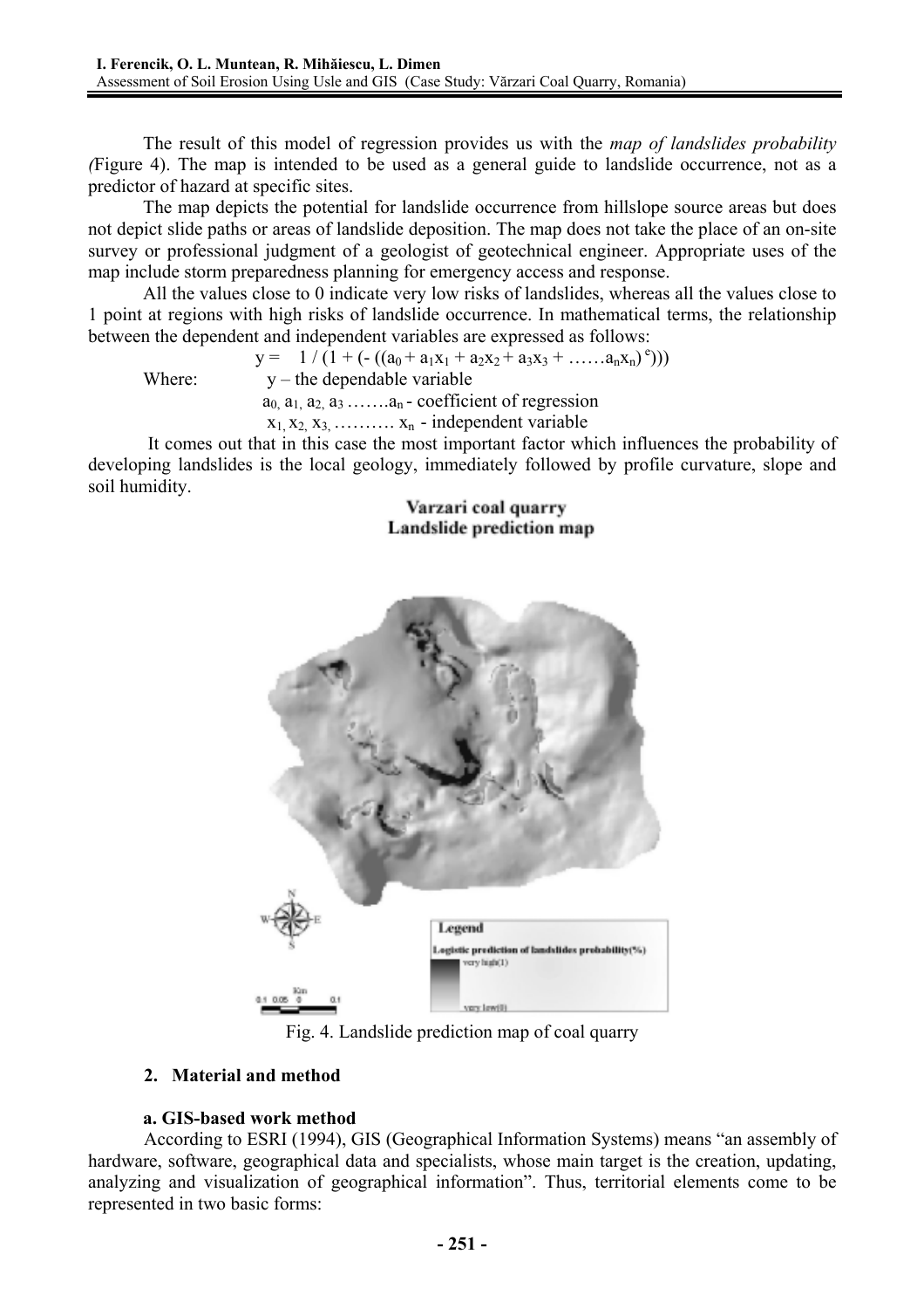The result of this model of regression provides us with the *map of landslides probability (*Figure 4). The map is intended to be used as a general guide to landslide occurrence, not as a predictor of hazard at specific sites.

The map depicts the potential for landslide occurrence from hillslope source areas but does not depict slide paths or areas of landslide deposition. The map does not take the place of an on-site survey or professional judgment of a geologist of geotechnical engineer. Appropriate uses of the map include storm preparedness planning for emergency access and response.

All the values close to 0 indicate very low risks of landslides, whereas all the values close to 1 point at regions with high risks of landslide occurrence. In mathematical terms, the relationship between the dependent and independent variables are expressed as follows:

$$y = 1 / (1 + (- ((a_0 + a_1x_1 + a_2x_2 + a_3x_3 + \ldots\ldots a_nx_n)^e)))$$

Where: $y$ – the dependable variable

$a_0, a_1, a_2, a_3 \ldots\ldots . a_n$ - coefficient of regression

$x_1, x_2, x_3, \ldots\ldots\ldots . x_n$ - independent variable

It comes out that in this case the most important factor which influences the probability of developing landslides is the local geology, immediately followed by profile curvature, slope and soil humidity.

Varzari coal quarry
Landslide prediction map

Legend
Logistic prediction of landslides probability(%)
very high(1)
very low(0)

Km
0.1 0.05 0 0.1

Fig. 4. Landslide prediction map of coal quarry

## 2. Material and method

### a. GIS-based work method

According to ESRI (1994), GIS (Geographical Information Systems) means "an assembly of hardware, software, geographical data and specialists, whose main target is the creation, updating, analyzing and visualization of geographical information". Thus, territorial elements come to be represented in two basic forms: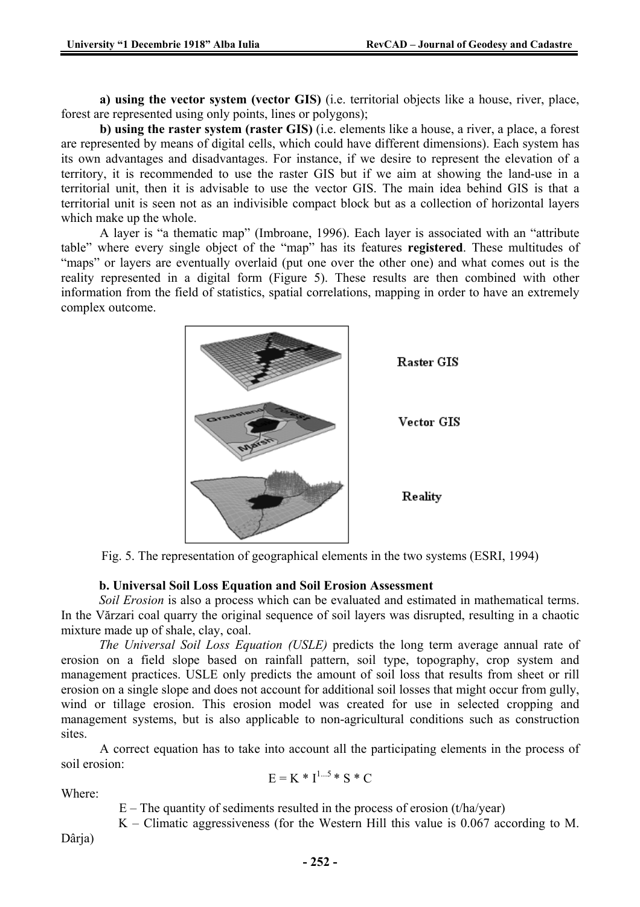**a) using the vector system (vector GIS)** (i.e. territorial objects like a house, river, place, forest are represented using only points, lines or polygons);

**b) using the raster system (raster GIS)** (i.e. elements like a house, a river, a place, a forest are represented by means of digital cells, which could have different dimensions). Each system has its own advantages and disadvantages. For instance, if we desire to represent the elevation of a territory, it is recommended to use the raster GIS but if we aim at showing the land-use in a territorial unit, then it is advisable to use the vector GIS. The main idea behind GIS is that a territorial unit is seen not as an indivisible compact block but as a collection of horizontal layers which make up the whole.

A layer is "a thematic map" (Imbroane, 1996). Each layer is associated with an "attribute table" where every single object of the "map" has its features **registered**. These multitudes of "maps" or layers are eventually overlaid (put one over the other one) and what comes out is the reality represented in a digital form (Figure 5). These results are then combined with other information from the field of statistics, spatial correlations, mapping in order to have an extremely complex outcome.

Raster GIS

Vector GIS

Reality

Fig. 5. The representation of geographical elements in the two systems (ESRI, 1994)

### b. Universal Soil Loss Equation and Soil Erosion Assessment

*Soil Erosion* is also a process which can be evaluated and estimated in mathematical terms. In the Vărzari coal quarry the original sequence of soil layers was disrupted, resulting in a chaotic mixture made up of shale, clay, coal.

*The Universal Soil Loss Equation (USLE)* predicts the long term average annual rate of erosion on a field slope based on rainfall pattern, soil type, topography, crop system and management practices. USLE only predicts the amount of soil loss that results from sheet or rill erosion on a single slope and does not account for additional soil losses that might occur from gully, wind or tillage erosion. This erosion model was created for use in selected cropping and management systems, but is also applicable to non-agricultural conditions such as construction sites.

A correct equation has to take into account all the participating elements in the process of soil erosion:

$$E = K * I^{1...5} * S * C$$

Where:

E – The quantity of sediments resulted in the process of erosion (t/ha/year)

K – Climatic aggressiveness (for the Western Hill this value is 0.067 according to M. Dârja)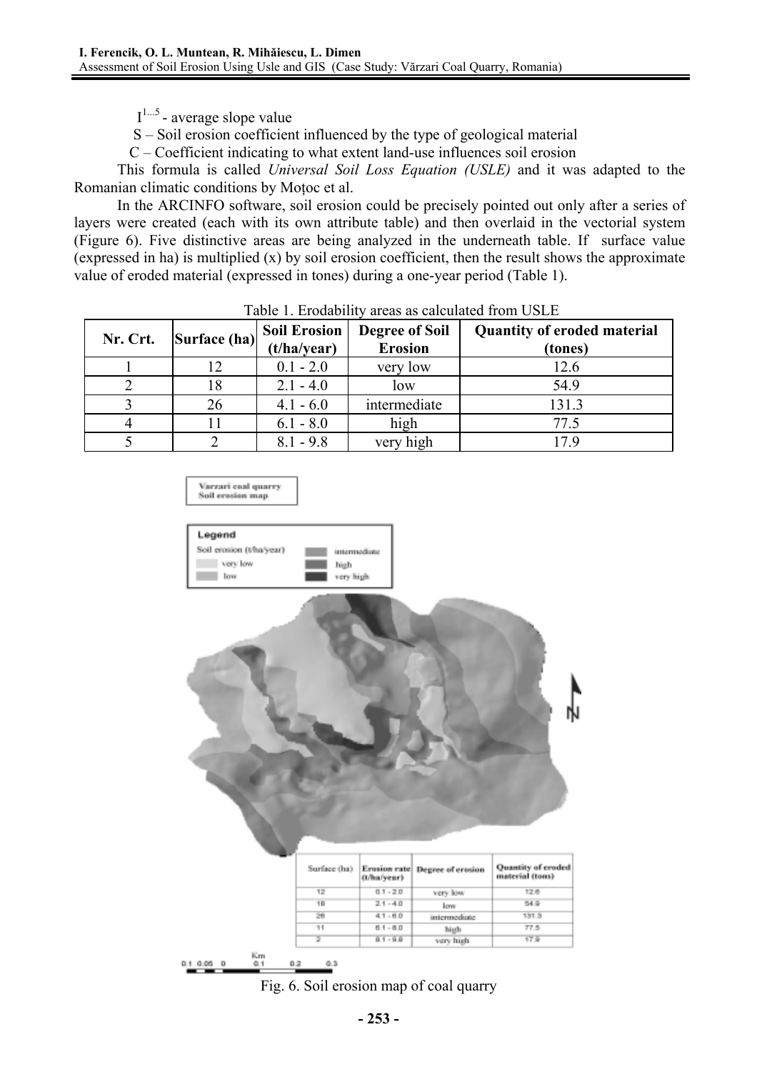$I^{1...5}$ - average slope value

S – Soil erosion coefficient influenced by the type of geological material

C – Coefficient indicating to what extent land-use influences soil erosion

This formula is called *Universal Soil Loss Equation (USLE)* and it was adapted to the Romanian climatic conditions by Moțoc et al.

In the ARCINFO software, soil erosion could be precisely pointed out only after a series of layers were created (each with its own attribute table) and then overlaid in the vectorial system (Figure 6). Five distinctive areas are being analyzed in the underneath table. If surface value (expressed in ha) is multiplied (x) by soil erosion coefficient, then the result shows the approximate value of eroded material (expressed in tones) during a one-year period (Table 1).

Table 1. Erodability areas as calculated from USLE

| Nr. Crt. | Surface (ha) | Soil Erosion (t/ha/year) | Degree of Soil Erosion | Quantity of eroded material (tones) |
|---|---|---|---|---|
| 1 | 12 | 0.1 - 2.0 | very low | 12.6 |
| 2 | 18 | 2.1 - 4.0 | low | 54.9 |
| 3 | 26 | 4.1 - 6.0 | intermediate | 131.3 |
| 4 | 11 | 6.1 - 8.0 | high | 77.5 |
| 5 | 2 | 8.1 - 9.8 | very high | 17.9 |

Fig. 6. Soil erosion map of coal quarry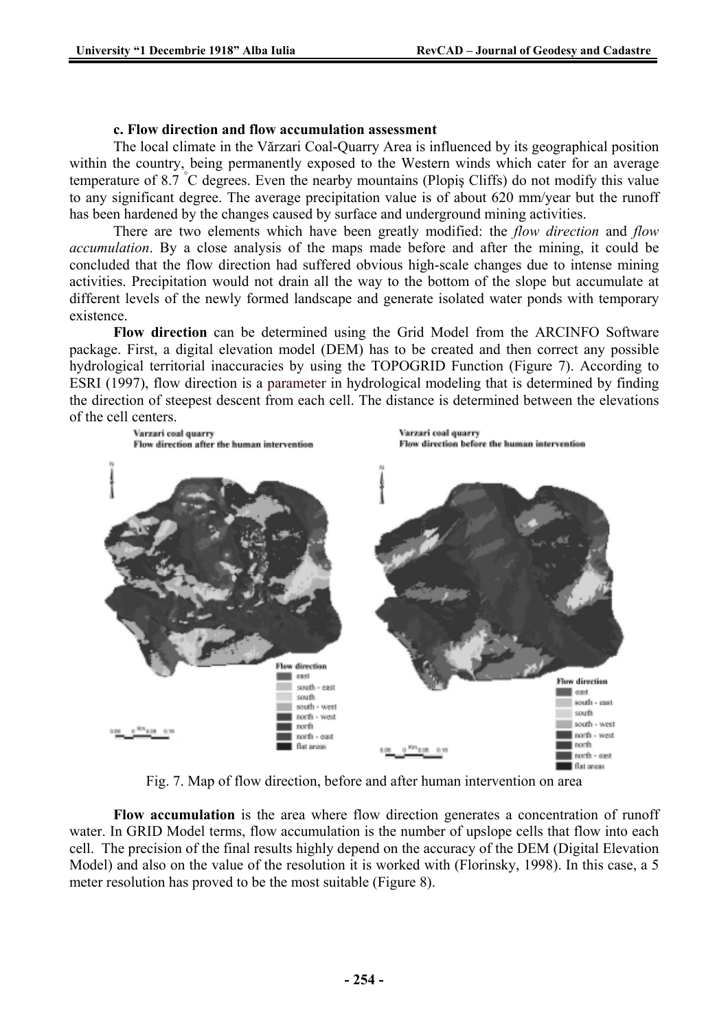**c. Flow direction and flow accumulation assessment**

The local climate in the Vărzari Coal-Quarry Area is influenced by its geographical position within the country, being permanently exposed to the Western winds which cater for an average temperature of 8.7 °C degrees. Even the nearby mountains (Plopiş Cliffs) do not modify this value to any significant degree. The average precipitation value is of about 620 mm/year but the runoff has been hardened by the changes caused by surface and underground mining activities.

There are two elements which have been greatly modified: the *flow direction* and *flow accumulation*. By a close analysis of the maps made before and after the mining, it could be concluded that the flow direction had suffered obvious high-scale changes due to intense mining activities. Precipitation would not drain all the way to the bottom of the slope but accumulate at different levels of the newly formed landscape and generate isolated water ponds with temporary existence.

**Flow direction** can be determined using the Grid Model from the ARCINFO Software package. First, a digital elevation model (DEM) has to be created and then correct any possible hydrological territorial inaccuracies by using the TOPOGRID Function (Figure 7). According to ESRI (1997), flow direction is a parameter in hydrological modeling that is determined by finding the direction of steepest descent from each cell. The distance is determined between the elevations of the cell centers.

Fig. 7. Map of flow direction, before and after human intervention on area

**Flow accumulation** is the area where flow direction generates a concentration of runoff water. In GRID Model terms, flow accumulation is the number of upslope cells that flow into each cell. The precision of the final results highly depend on the accuracy of the DEM (Digital Elevation Model) and also on the value of the resolution it is worked with (Florinsky, 1998). In this case, a 5 meter resolution has proved to be the most suitable (Figure 8).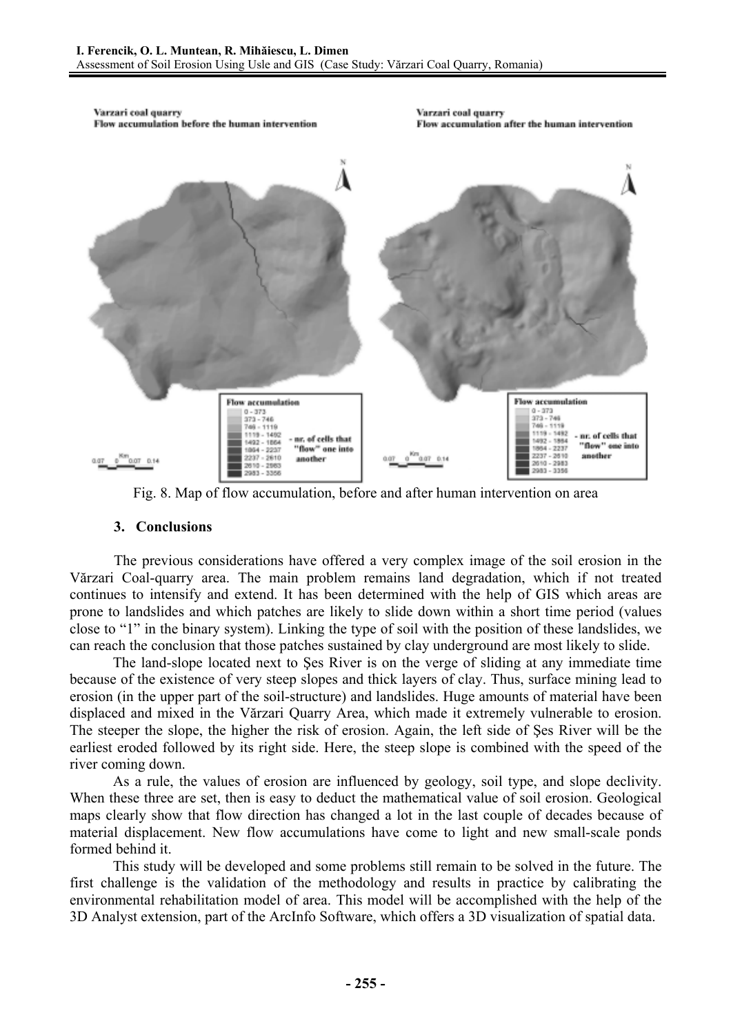Fig. 8. Map of flow accumulation, before and after human intervention on area

## 3. Conclusions

The previous considerations have offered a very complex image of the soil erosion in the Vărzari Coal-quarry area. The main problem remains land degradation, which if not treated continues to intensify and extend. It has been determined with the help of GIS which areas are prone to landslides and which patches are likely to slide down within a short time period (values close to "1" in the binary system). Linking the type of soil with the position of these landslides, we can reach the conclusion that those patches sustained by clay underground are most likely to slide.

The land-slope located next to Şes River is on the verge of sliding at any immediate time because of the existence of very steep slopes and thick layers of clay. Thus, surface mining lead to erosion (in the upper part of the soil-structure) and landslides. Huge amounts of material have been displaced and mixed in the Vărzari Quarry Area, which made it extremely vulnerable to erosion. The steeper the slope, the higher the risk of erosion. Again, the left side of Şes River will be the earliest eroded followed by its right side. Here, the steep slope is combined with the speed of the river coming down.

As a rule, the values of erosion are influenced by geology, soil type, and slope declivity. When these three are set, then is easy to deduct the mathematical value of soil erosion. Geological maps clearly show that flow direction has changed a lot in the last couple of decades because of material displacement. New flow accumulations have come to light and new small-scale ponds formed behind it.

This study will be developed and some problems still remain to be solved in the future. The first challenge is the validation of the methodology and results in practice by calibrating the environmental rehabilitation model of area. This model will be accomplished with the help of the 3D Analyst extension, part of the ArcInfo Software, which offers a 3D visualization of spatial data.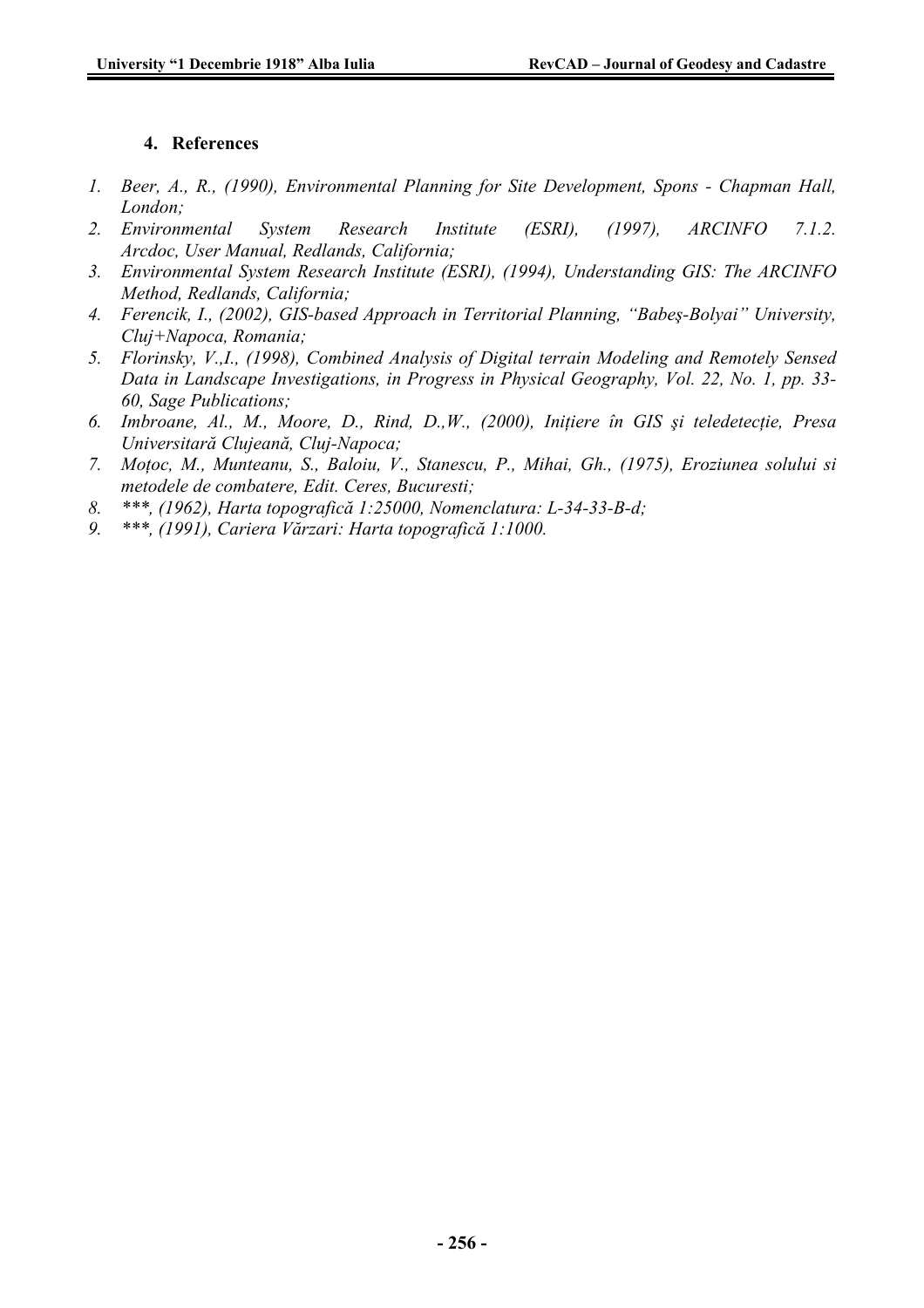### 4. References

1. *Beer, A., R., (1990), Environmental Planning for Site Development, Spons - Chapman Hall, London;*
2. *Environmental System Research Institute (ESRI), (1997), ARCINFO 7.1.2. Arcdoc, User Manual, Redlands, California;*
3. *Environmental System Research Institute (ESRI), (1994), Understanding GIS: The ARCINFO Method, Redlands, California;*
4. *Ferencik, I., (2002), GIS-based Approach in Territorial Planning, "Babeş-Bolyai" University, Cluj+Napoca, Romania;*
5. *Florinsky, V.,I., (1998), Combined Analysis of Digital terrain Modeling and Remotely Sensed Data in Landscape Investigations, in Progress in Physical Geography, Vol. 22, No. 1, pp. 33-60, Sage Publications;*
6. *Imbroane, Al., M., Moore, D., Rind, D.,W., (2000), Iniţiere în GIS şi teledetecţie, Presa Universitară Clujeană, Cluj-Napoca;*
7. *Moţoc, M., Munteanu, S., Baloiu, V., Stanescu, P., Mihai, Gh., (1975), Eroziunea solului si metodele de combatere, Edit. Ceres, Bucuresti;*
8. *\*\*\*, (1962), Harta topografică 1:25000, Nomenclatura: L-34-33-B-d;*
9. *\*\*\*, (1991), Cariera Vărzari: Harta topografică 1:1000.*